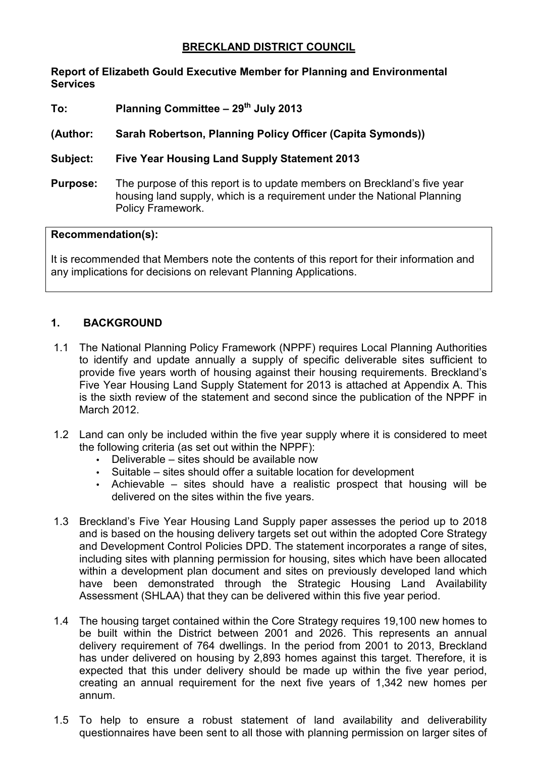# BRECKLAND DISTRICT COUNCIL

**Report of Elizabeth Gould Executive Member for Planning and Environmental Services**

**To:** **Planning Committee – 29th July 2013**

**(Author:** **Sarah Robertson, Planning Policy Officer (Capita Symonds))**

**Subject:** **Five Year Housing Land Supply Statement 2013**

**Purpose:** The purpose of this report is to update members on Breckland's five year housing land supply, which is a requirement under the National Planning Policy Framework.

| **Recommendation(s):** |
|---|
| It is recommended that Members note the contents of this report for their information and any implications for decisions on relevant Planning Applications. |

## 1. BACKGROUND

1.1 The National Planning Policy Framework (NPPF) requires Local Planning Authorities to identify and update annually a supply of specific deliverable sites sufficient to provide five years worth of housing against their housing requirements. Breckland's Five Year Housing Land Supply Statement for 2013 is attached at Appendix A. This is the sixth review of the statement and second since the publication of the NPPF in March 2012.

1.2 Land can only be included within the five year supply where it is considered to meet the following criteria (as set out within the NPPF):

- Deliverable – sites should be available now
- Suitable – sites should offer a suitable location for development
- Achievable – sites should have a realistic prospect that housing will be delivered on the sites within the five years.

1.3 Breckland's Five Year Housing Land Supply paper assesses the period up to 2018 and is based on the housing delivery targets set out within the adopted Core Strategy and Development Control Policies DPD. The statement incorporates a range of sites, including sites with planning permission for housing, sites which have been allocated within a development plan document and sites on previously developed land which have been demonstrated through the Strategic Housing Land Availability Assessment (SHLAA) that they can be delivered within this five year period.

1.4 The housing target contained within the Core Strategy requires 19,100 new homes to be built within the District between 2001 and 2026. This represents an annual delivery requirement of 764 dwellings. In the period from 2001 to 2013, Breckland has under delivered on housing by 2,893 homes against this target. Therefore, it is expected that this under delivery should be made up within the five year period, creating an annual requirement for the next five years of 1,342 new homes per annum.

1.5 To help to ensure a robust statement of land availability and deliverability questionnaires have been sent to all those with planning permission on larger sites of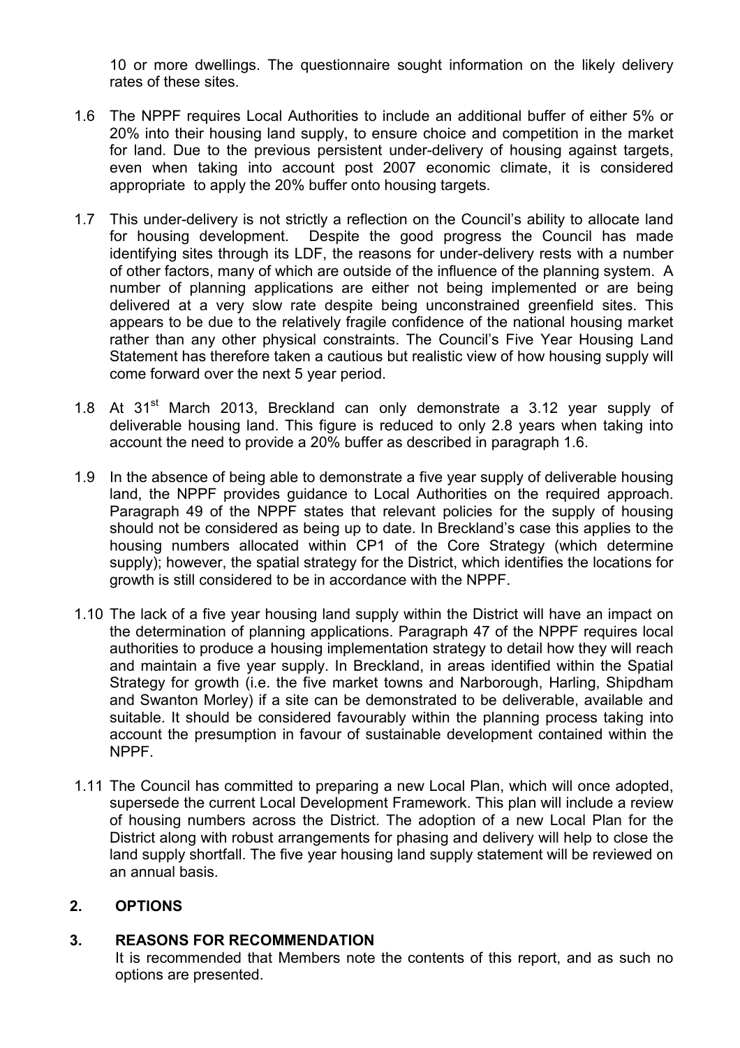10 or more dwellings. The questionnaire sought information on the likely delivery rates of these sites.

1.6 The NPPF requires Local Authorities to include an additional buffer of either 5% or 20% into their housing land supply, to ensure choice and competition in the market for land. Due to the previous persistent under-delivery of housing against targets, even when taking into account post 2007 economic climate, it is considered appropriate to apply the 20% buffer onto housing targets.

1.7 This under-delivery is not strictly a reflection on the Council's ability to allocate land for housing development. Despite the good progress the Council has made identifying sites through its LDF, the reasons for under-delivery rests with a number of other factors, many of which are outside of the influence of the planning system. A number of planning applications are either not being implemented or are being delivered at a very slow rate despite being unconstrained greenfield sites. This appears to be due to the relatively fragile confidence of the national housing market rather than any other physical constraints. The Council's Five Year Housing Land Statement has therefore taken a cautious but realistic view of how housing supply will come forward over the next 5 year period.

1.8 At 31st March 2013, Breckland can only demonstrate a 3.12 year supply of deliverable housing land. This figure is reduced to only 2.8 years when taking into account the need to provide a 20% buffer as described in paragraph 1.6.

1.9 In the absence of being able to demonstrate a five year supply of deliverable housing land, the NPPF provides guidance to Local Authorities on the required approach. Paragraph 49 of the NPPF states that relevant policies for the supply of housing should not be considered as being up to date. In Breckland's case this applies to the housing numbers allocated within CP1 of the Core Strategy (which determine supply); however, the spatial strategy for the District, which identifies the locations for growth is still considered to be in accordance with the NPPF.

1.10 The lack of a five year housing land supply within the District will have an impact on the determination of planning applications. Paragraph 47 of the NPPF requires local authorities to produce a housing implementation strategy to detail how they will reach and maintain a five year supply. In Breckland, in areas identified within the Spatial Strategy for growth (i.e. the five market towns and Narborough, Harling, Shipdham and Swanton Morley) if a site can be demonstrated to be deliverable, available and suitable. It should be considered favourably within the planning process taking into account the presumption in favour of sustainable development contained within the NPPF.

1.11 The Council has committed to preparing a new Local Plan, which will once adopted, supersede the current Local Development Framework. This plan will include a review of housing numbers across the District. The adoption of a new Local Plan for the District along with robust arrangements for phasing and delivery will help to close the land supply shortfall. The five year housing land supply statement will be reviewed on an annual basis.

## 2. OPTIONS

## 3. REASONS FOR RECOMMENDATION

It is recommended that Members note the contents of this report, and as such no options are presented.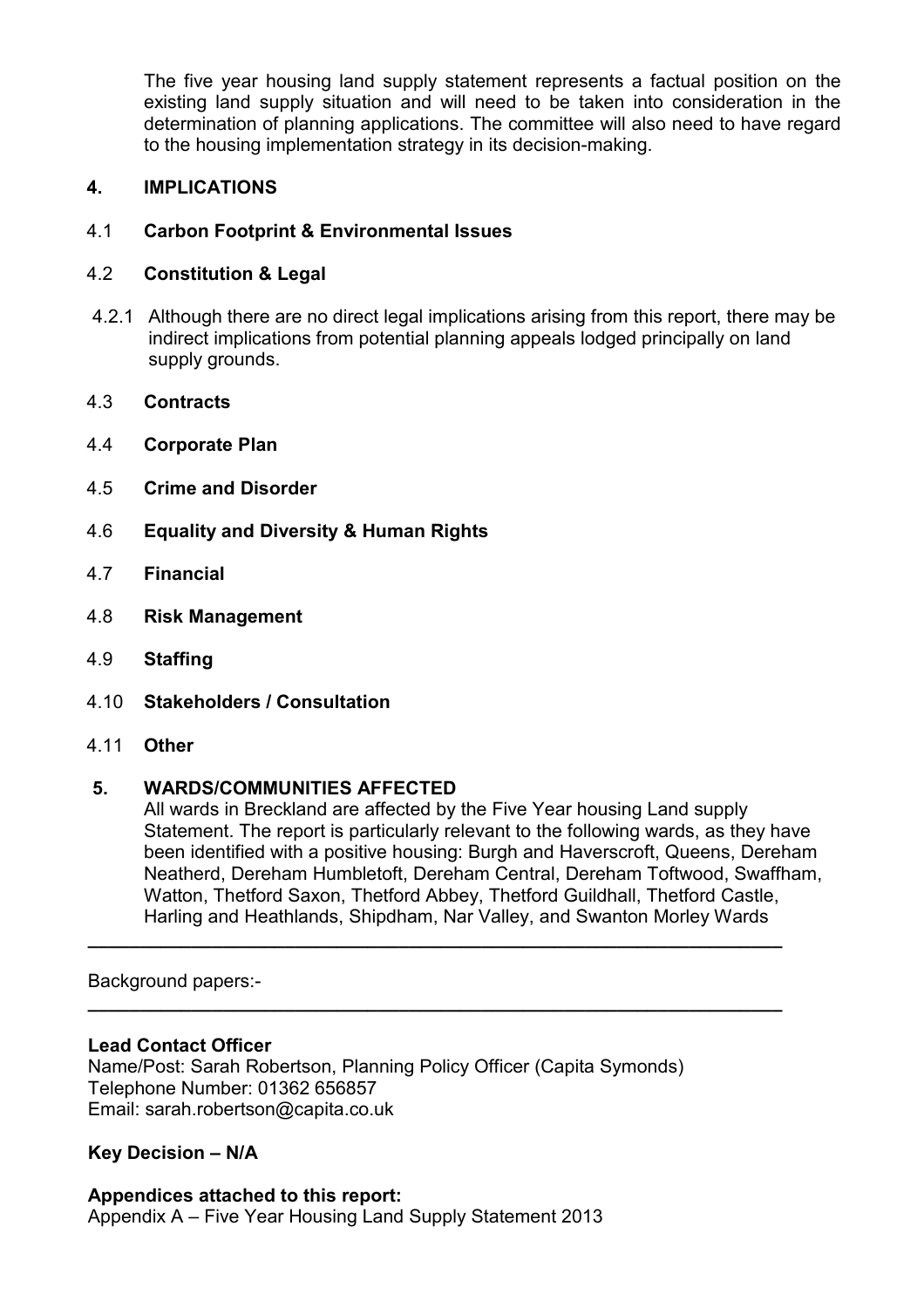The five year housing land supply statement represents a factual position on the existing land supply situation and will need to be taken into consideration in the determination of planning applications. The committee will also need to have regard to the housing implementation strategy in its decision-making.

## 4. IMPLICATIONS

### 4.1 Carbon Footprint & Environmental Issues

### 4.2 Constitution & Legal

4.2.1 Although there are no direct legal implications arising from this report, there may be indirect implications from potential planning appeals lodged principally on land supply grounds.

### 4.3 Contracts

### 4.4 Corporate Plan

### 4.5 Crime and Disorder

### 4.6 Equality and Diversity & Human Rights

### 4.7 Financial

### 4.8 Risk Management

### 4.9 Staffing

### 4.10 Stakeholders / Consultation

### 4.11 Other

## 5. WARDS/COMMUNITIES AFFECTED

All wards in Breckland are affected by the Five Year housing Land supply Statement. The report is particularly relevant to the following wards, as they have been identified with a positive housing: Burgh and Haverscroft, Queens, Dereham Neatherd, Dereham Humbletoft, Dereham Central, Dereham Toftwood, Swaffham, Watton, Thetford Saxon, Thetford Abbey, Thetford Guildhall, Thetford Castle, Harling and Heathlands, Shipdham, Nar Valley, and Swanton Morley Wards

---

Background papers:-

---

**Lead Contact Officer**
Name/Post: Sarah Robertson, Planning Policy Officer (Capita Symonds)
Telephone Number: 01362 656857
Email: sarah.robertson@capita.co.uk

**Key Decision – N/A**

**Appendices attached to this report:**
Appendix A – Five Year Housing Land Supply Statement 2013